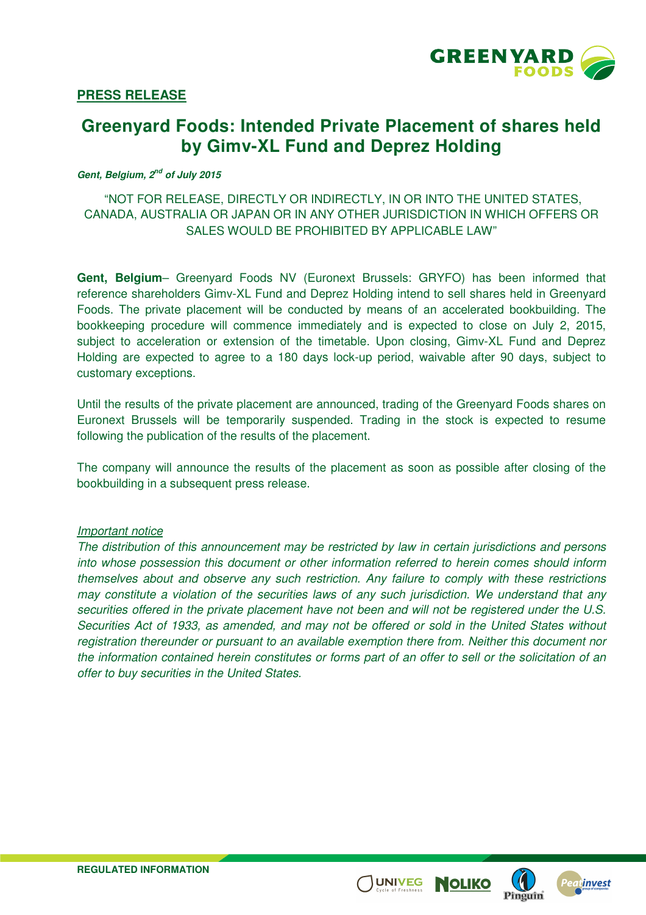**PRESS RELEASE**

# Greenyard Foods: Intended Private Placement of shares held by Gimv-XL Fund and Deprez Holding

***Gent, Belgium, 2nd of July 2015***

"NOT FOR RELEASE, DIRECTLY OR INDIRECTLY, IN OR INTO THE UNITED STATES, CANADA, AUSTRALIA OR JAPAN OR IN ANY OTHER JURISDICTION IN WHICH OFFERS OR SALES WOULD BE PROHIBITED BY APPLICABLE LAW"

**Gent, Belgium**– Greenyard Foods NV (Euronext Brussels: GRYFO) has been informed that reference shareholders Gimv-XL Fund and Deprez Holding intend to sell shares held in Greenyard Foods. The private placement will be conducted by means of an accelerated bookbuilding. The bookkeeping procedure will commence immediately and is expected to close on July 2, 2015, subject to acceleration or extension of the timetable. Upon closing, Gimv-XL Fund and Deprez Holding are expected to agree to a 180 days lock-up period, waivable after 90 days, subject to customary exceptions.

Until the results of the private placement are announced, trading of the Greenyard Foods shares on Euronext Brussels will be temporarily suspended. Trading in the stock is expected to resume following the publication of the results of the placement.

The company will announce the results of the placement as soon as possible after closing of the bookbuilding in a subsequent press release.

*Important notice*

*The distribution of this announcement may be restricted by law in certain jurisdictions and persons into whose possession this document or other information referred to herein comes should inform themselves about and observe any such restriction. Any failure to comply with these restrictions may constitute a violation of the securities laws of any such jurisdiction. We understand that any securities offered in the private placement have not been and will not be registered under the U.S. Securities Act of 1933, as amended, and may not be offered or sold in the United States without registration thereunder or pursuant to an available exemption there from. Neither this document nor the information contained herein constitutes or forms part of an offer to sell or the solicitation of an offer to buy securities in the United States.*

**REGULATED INFORMATION**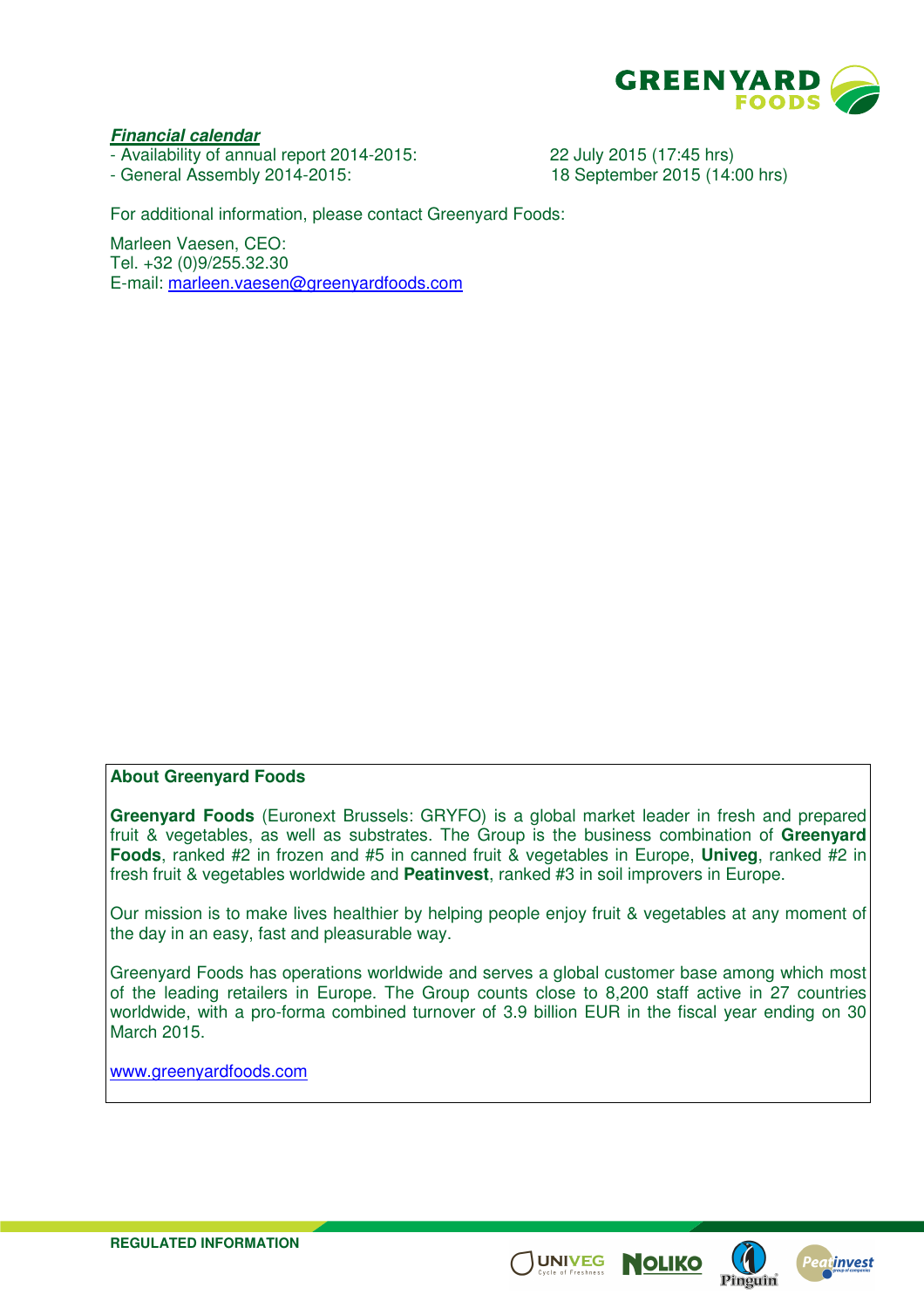***Financial calendar***

- Availability of annual report 2014-2015: 22 July 2015 (17:45 hrs)
- General Assembly 2014-2015: 18 September 2015 (14:00 hrs)

For additional information, please contact Greenyard Foods:

Marleen Vaesen, CEO:
Tel. +32 (0)9/255.32.30
E-mail: marleen.vaesen@greenyardfoods.com

**About Greenyard Foods**

**Greenyard Foods** (Euronext Brussels: GRYFO) is a global market leader in fresh and prepared fruit & vegetables, as well as substrates. The Group is the business combination of **Greenyard Foods**, ranked #2 in frozen and #5 in canned fruit & vegetables in Europe, **Univeg**, ranked #2 in fresh fruit & vegetables worldwide and **Peatinvest**, ranked #3 in soil improvers in Europe.

Our mission is to make lives healthier by helping people enjoy fruit & vegetables at any moment of the day in an easy, fast and pleasurable way.

Greenyard Foods has operations worldwide and serves a global customer base among which most of the leading retailers in Europe. The Group counts close to 8,200 staff active in 27 countries worldwide, with a pro-forma combined turnover of 3.9 billion EUR in the fiscal year ending on 30 March 2015.

www.greenyardfoods.com

REGULATED INFORMATION